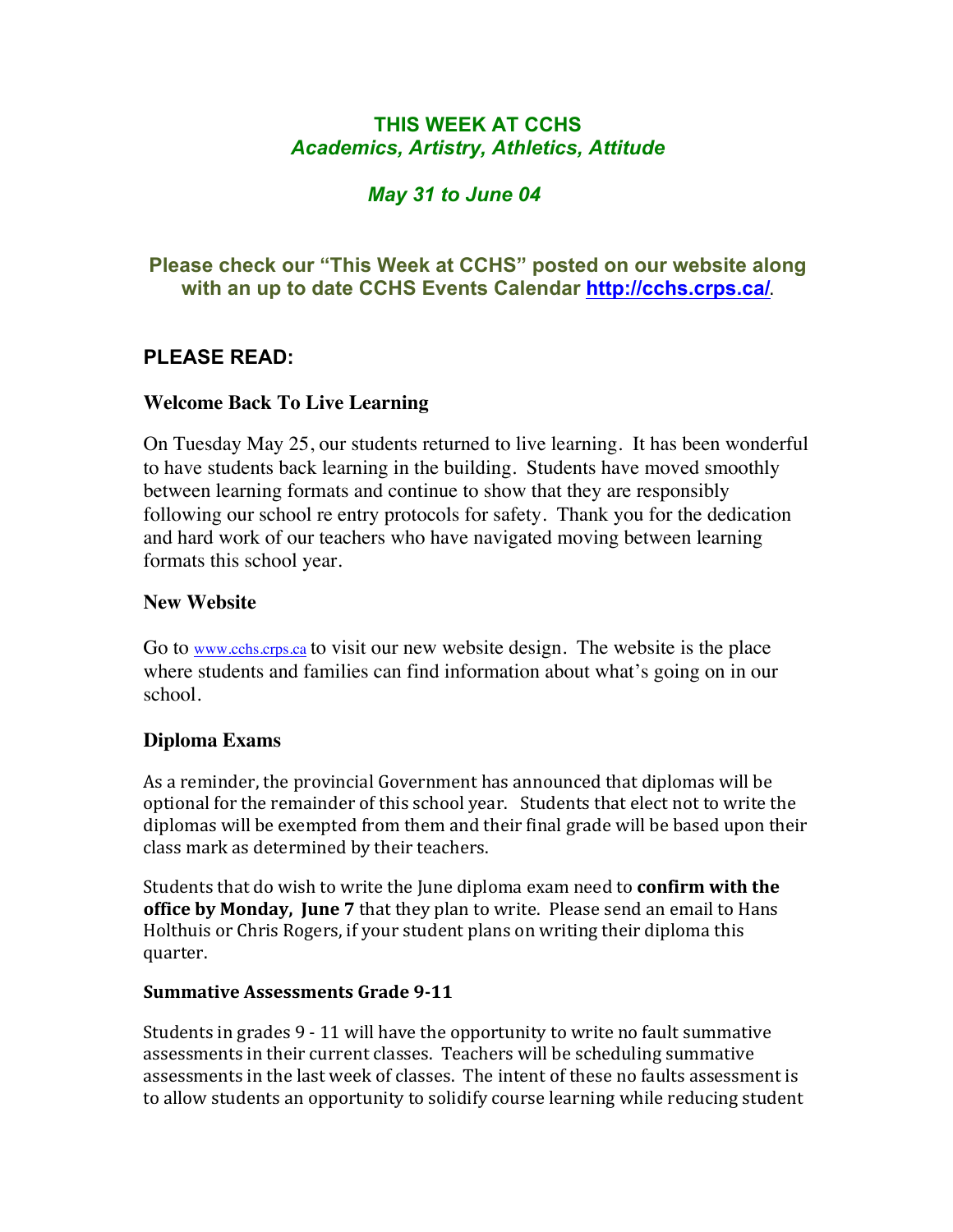# THIS WEEK AT CCHS

***Academics, Artistry, Athletics, Attitude***

***May 31 to June 04***

**Please check our "This Week at CCHS" posted on our website along with an up to date CCHS Events Calendar [http://cchs.crps.ca/](http://cchs.crps.ca/).**

## PLEASE READ:

### Welcome Back To Live Learning

On Tuesday May 25, our students returned to live learning. It has been wonderful to have students back learning in the building. Students have moved smoothly between learning formats and continue to show that they are responsibly following our school re entry protocols for safety. Thank you for the dedication and hard work of our teachers who have navigated moving between learning formats this school year.

### New Website

Go to [www.cchs.crps.ca](http://www.cchs.crps.ca) to visit our new website design. The website is the place where students and families can find information about what's going on in our school.

### Diploma Exams

As a reminder, the provincial Government has announced that diplomas will be optional for the remainder of this school year. Students that elect not to write the diplomas will be exempted from them and their final grade will be based upon their class mark as determined by their teachers.

Students that do wish to write the June diploma exam need to **confirm with the office by Monday, June 7** that they plan to write. Please send an email to Hans Holthuis or Chris Rogers, if your student plans on writing their diploma this quarter.

### Summative Assessments Grade 9-11

Students in grades 9 - 11 will have the opportunity to write no fault summative assessments in their current classes. Teachers will be scheduling summative assessments in the last week of classes. The intent of these no faults assessment is to allow students an opportunity to solidify course learning while reducing student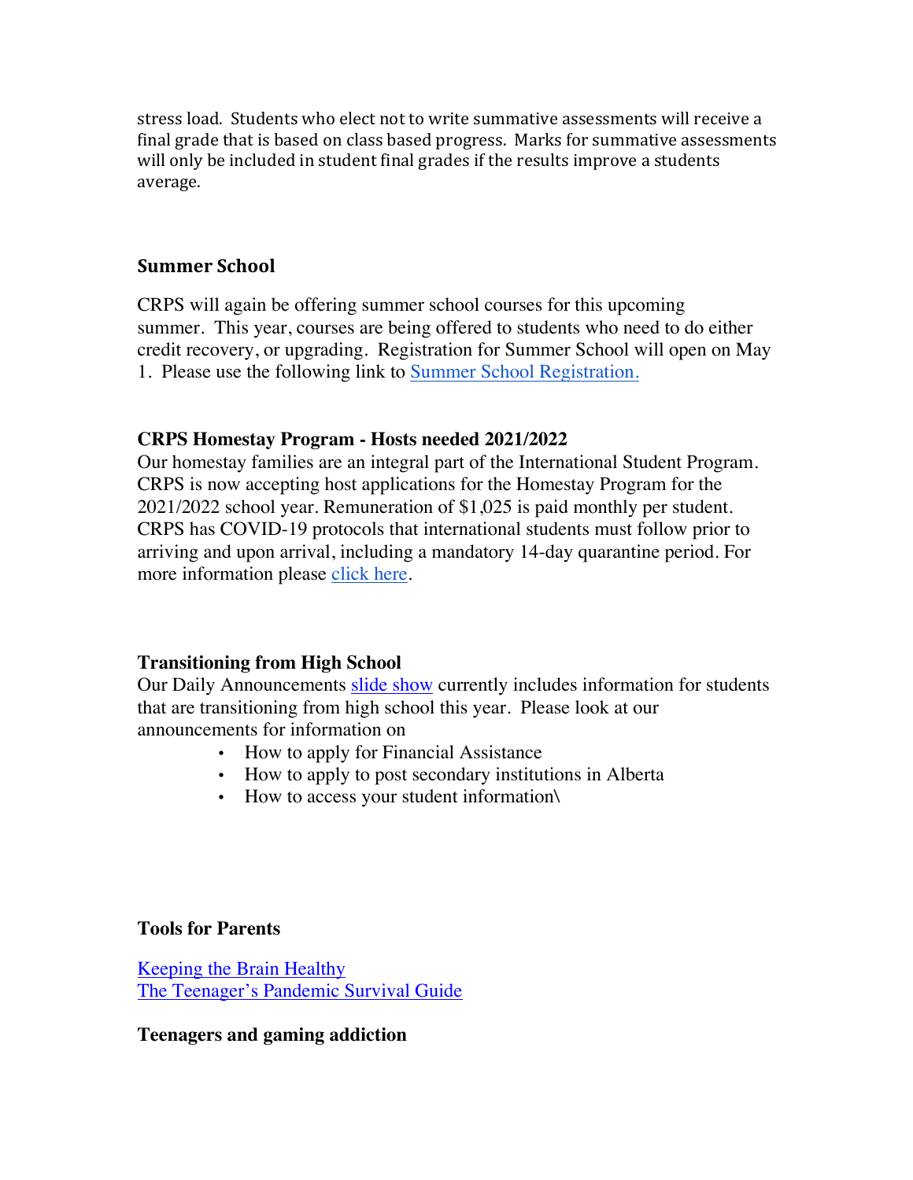stress load. Students who elect not to write summative assessments will receive a final grade that is based on class based progress. Marks for summative assessments will only be included in student final grades if the results improve a students average.

### Summer School

CRPS will again be offering summer school courses for this upcoming summer. This year, courses are being offered to students who need to do either credit recovery, or upgrading. Registration for Summer School will open on May 1. Please use the following link to Summer School Registration.

### CRPS Homestay Program - Hosts needed 2021/2022

Our homestay families are an integral part of the International Student Program. CRPS is now accepting host applications for the Homestay Program for the 2021/2022 school year. Remuneration of $1,025 is paid monthly per student. CRPS has COVID-19 protocols that international students must follow prior to arriving and upon arrival, including a mandatory 14-day quarantine period. For more information please click here.

### Transitioning from High School

Our Daily Announcements slide show currently includes information for students that are transitioning from high school this year. Please look at our announcements for information on

- How to apply for Financial Assistance
- How to apply to post secondary institutions in Alberta
- How to access your student information\

### Tools for Parents

Keeping the Brain Healthy
The Teenager's Pandemic Survival Guide

### Teenagers and gaming addiction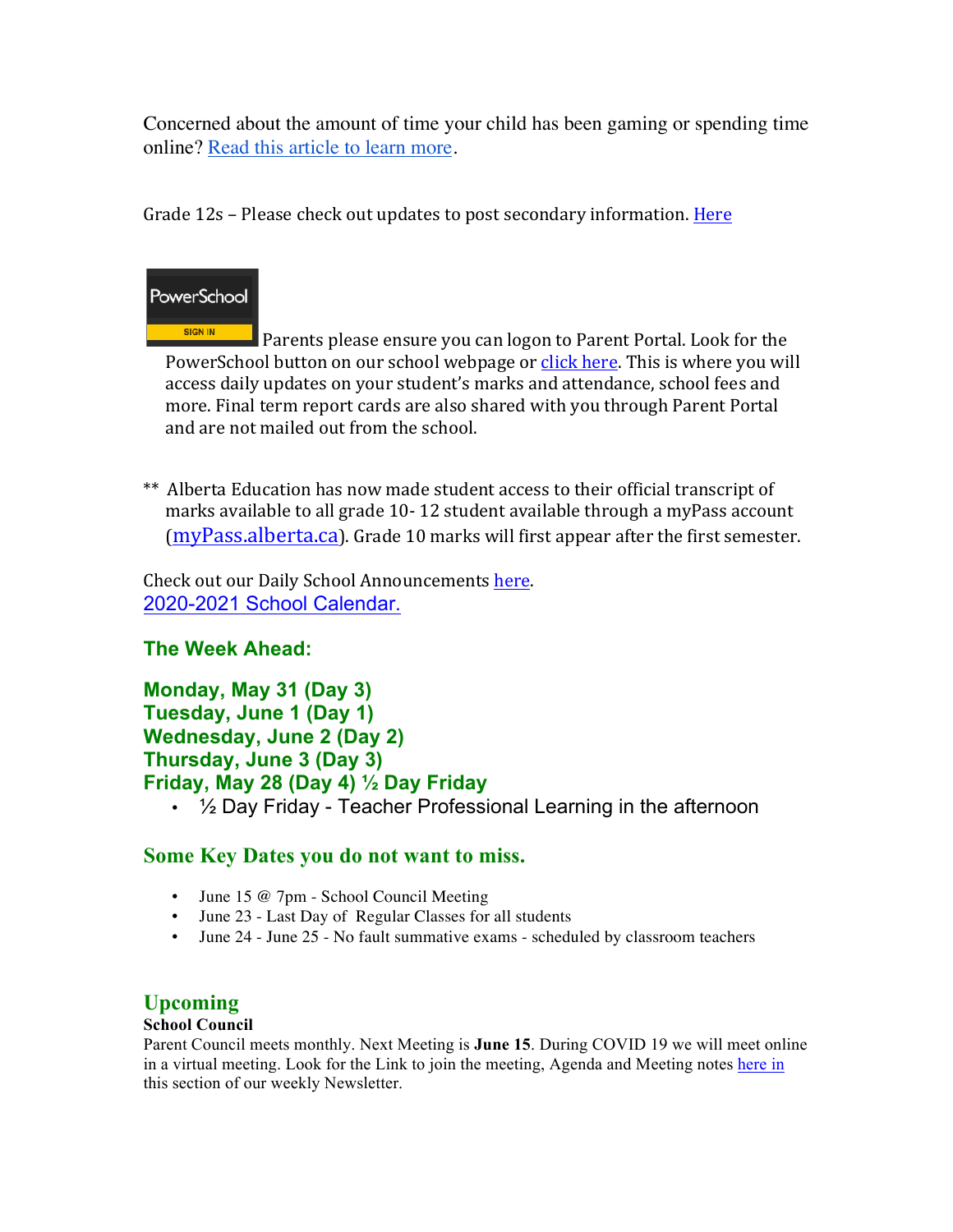Concerned about the amount of time your child has been gaming or spending time online? Read this article to learn more.

Grade 12s – Please check out updates to post secondary information. Here

PowerSchool SIGN IN Parents please ensure you can logon to Parent Portal. Look for the PowerSchool button on our school webpage or click here. This is where you will access daily updates on your student's marks and attendance, school fees and more. Final term report cards are also shared with you through Parent Portal and are not mailed out from the school.

** Alberta Education has now made student access to their official transcript of marks available to all grade 10- 12 student available through a myPass account (myPass.alberta.ca). Grade 10 marks will first appear after the first semester.

Check out our Daily School Announcements here.
2020-2021 School Calendar.

### The Week Ahead:

**Monday, May 31 (Day 3)**
**Tuesday, June 1 (Day 1)**
**Wednesday, June 2 (Day 2)**
**Thursday, June 3 (Day 3)**
**Friday, May 28 (Day 4) ½ Day Friday**

- ½ Day Friday - Teacher Professional Learning in the afternoon

### Some Key Dates you do not want to miss.

- June 15 @ 7pm - School Council Meeting
- June 23 - Last Day of Regular Classes for all students
- June 24 - June 25 - No fault summative exams - scheduled by classroom teachers

## Upcoming

**School Council**
Parent Council meets monthly. Next Meeting is **June 15**. During COVID 19 we will meet online in a virtual meeting. Look for the Link to join the meeting, Agenda and Meeting notes here in this section of our weekly Newsletter.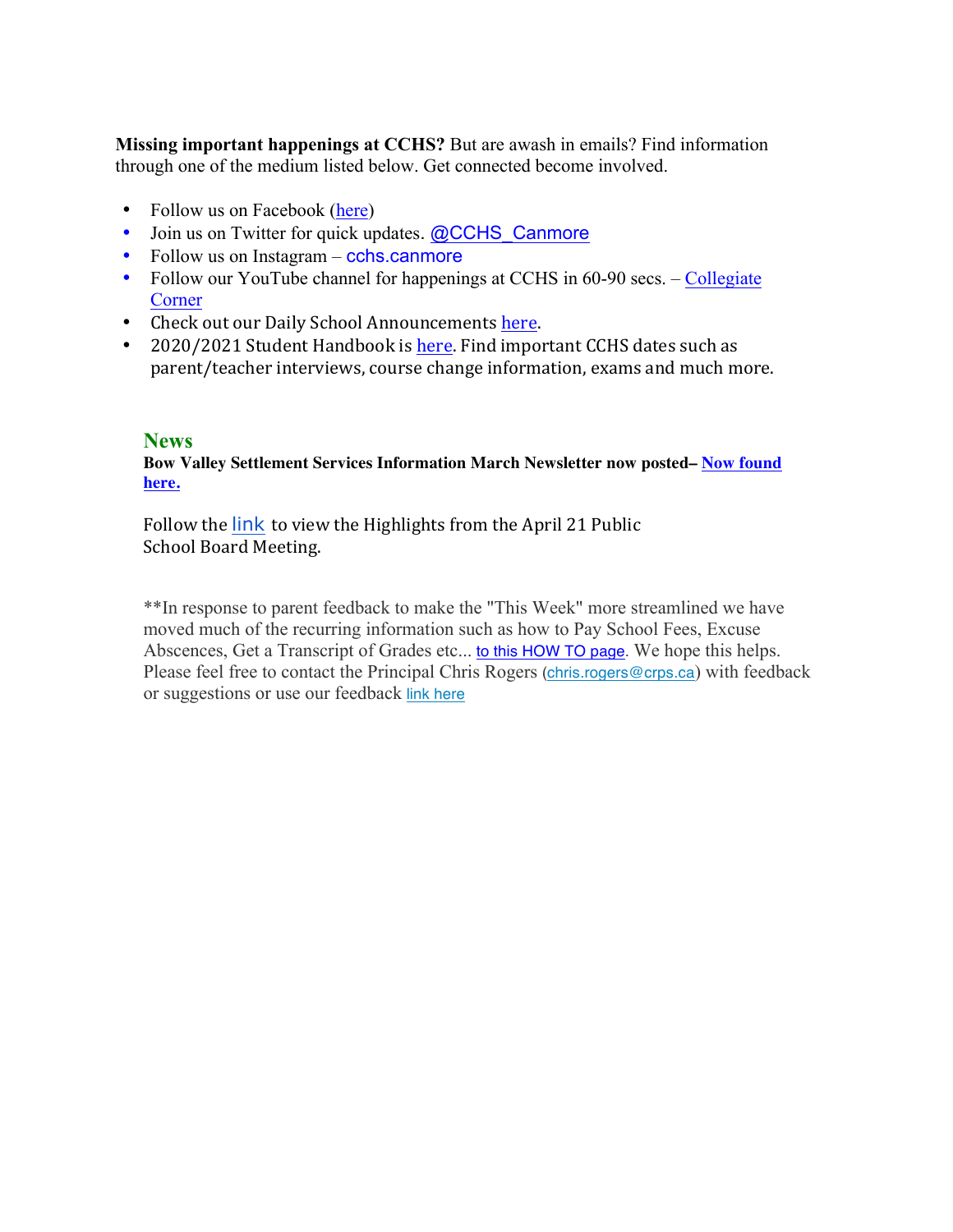**Missing important happenings at CCHS?** But are awash in emails? Find information through one of the medium listed below. Get connected become involved.

- Follow us on Facebook (here)
- Join us on Twitter for quick updates. @CCHS_Canmore
- Follow us on Instagram – cchs.canmore
- Follow our YouTube channel for happenings at CCHS in 60-90 secs. – Collegiate Corner
- Check out our Daily School Announcements here.
- 2020/2021 Student Handbook is here. Find important CCHS dates such as parent/teacher interviews, course change information, exams and much more.

## News

**Bow Valley Settlement Services Information March Newsletter now posted– Now found here.**

Follow the link to view the Highlights from the April 21 Public School Board Meeting.

**In response to parent feedback to make the "This Week" more streamlined we have moved much of the recurring information such as how to Pay School Fees, Excuse Abscences, Get a Transcript of Grades etc... to this HOW TO page. We hope this helps. Please feel free to contact the Principal Chris Rogers (chris.rogers@crps.ca) with feedback or suggestions or use our feedback link here